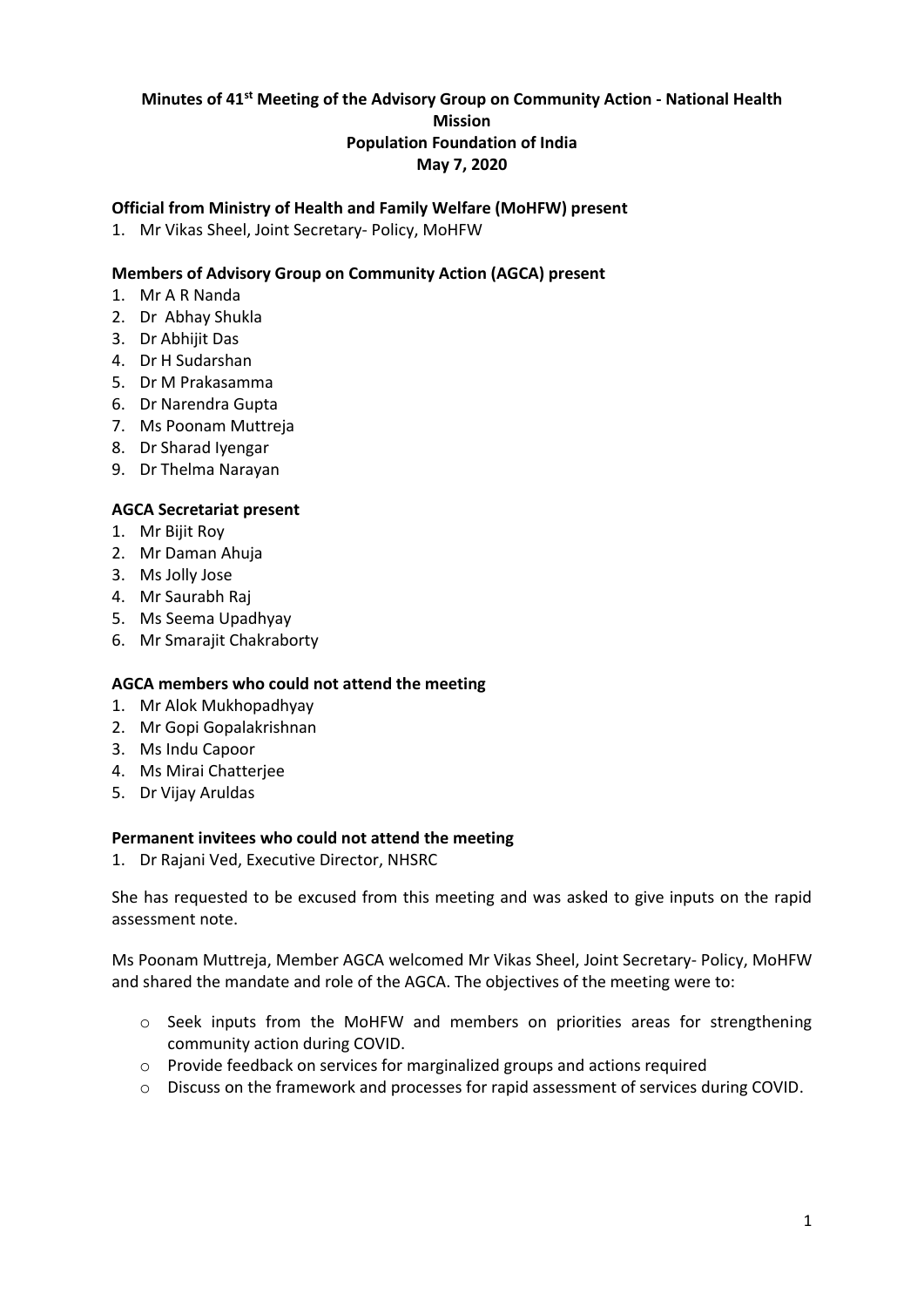# Minutes of 41st Meeting of the Advisory Group on Community Action - National Health Mission
# Population Foundation of India
# May 7, 2020

**Official from Ministry of Health and Family Welfare (MoHFW) present**

1. Mr Vikas Sheel, Joint Secretary- Policy, MoHFW

**Members of Advisory Group on Community Action (AGCA) present**

1. Mr A R Nanda
2. Dr Abhay Shukla
3. Dr Abhijit Das
4. Dr H Sudarshan
5. Dr M Prakasamma
6. Dr Narendra Gupta
7. Ms Poonam Muttreja
8. Dr Sharad Iyengar
9. Dr Thelma Narayan

**AGCA Secretariat present**

1. Mr Bijit Roy
2. Mr Daman Ahuja
3. Ms Jolly Jose
4. Mr Saurabh Raj
5. Ms Seema Upadhyay
6. Mr Smarajit Chakraborty

**AGCA members who could not attend the meeting**

1. Mr Alok Mukhopadhyay
2. Mr Gopi Gopalakrishnan
3. Ms Indu Capoor
4. Ms Mirai Chatterjee
5. Dr Vijay Aruldas

**Permanent invitees who could not attend the meeting**

1. Dr Rajani Ved, Executive Director, NHSRC

She has requested to be excused from this meeting and was asked to give inputs on the rapid assessment note.

Ms Poonam Muttreja, Member AGCA welcomed Mr Vikas Sheel, Joint Secretary- Policy, MoHFW and shared the mandate and role of the AGCA. The objectives of the meeting were to:

- Seek inputs from the MoHFW and members on priorities areas for strengthening community action during COVID.
- Provide feedback on services for marginalized groups and actions required
- Discuss on the framework and processes for rapid assessment of services during COVID.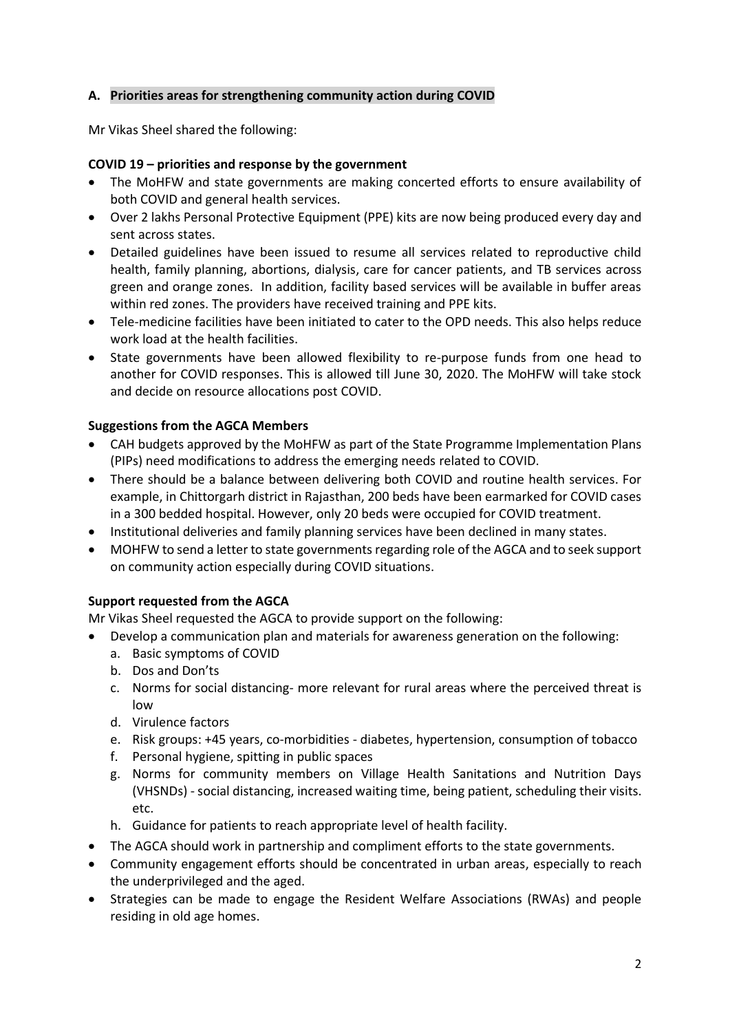## A. Priorities areas for strengthening community action during COVID

Mr Vikas Sheel shared the following:

### COVID 19 – priorities and response by the government

- The MoHFW and state governments are making concerted efforts to ensure availability of both COVID and general health services.
- Over 2 lakhs Personal Protective Equipment (PPE) kits are now being produced every day and sent across states.
- Detailed guidelines have been issued to resume all services related to reproductive child health, family planning, abortions, dialysis, care for cancer patients, and TB services across green and orange zones. In addition, facility based services will be available in buffer areas within red zones. The providers have received training and PPE kits.
- Tele-medicine facilities have been initiated to cater to the OPD needs. This also helps reduce work load at the health facilities.
- State governments have been allowed flexibility to re-purpose funds from one head to another for COVID responses. This is allowed till June 30, 2020. The MoHFW will take stock and decide on resource allocations post COVID.

### Suggestions from the AGCA Members

- CAH budgets approved by the MoHFW as part of the State Programme Implementation Plans (PIPs) need modifications to address the emerging needs related to COVID.
- There should be a balance between delivering both COVID and routine health services. For example, in Chittorgarh district in Rajasthan, 200 beds have been earmarked for COVID cases in a 300 bedded hospital. However, only 20 beds were occupied for COVID treatment.
- Institutional deliveries and family planning services have been declined in many states.
- MOHFW to send a letter to state governments regarding role of the AGCA and to seek support on community action especially during COVID situations.

### Support requested from the AGCA

Mr Vikas Sheel requested the AGCA to provide support on the following:

- Develop a communication plan and materials for awareness generation on the following:
  a. Basic symptoms of COVID
  b. Dos and Don'ts
  c. Norms for social distancing- more relevant for rural areas where the perceived threat is low
  d. Virulence factors
  e. Risk groups: +45 years, co-morbidities - diabetes, hypertension, consumption of tobacco
  f. Personal hygiene, spitting in public spaces
  g. Norms for community members on Village Health Sanitations and Nutrition Days (VHSNDs) - social distancing, increased waiting time, being patient, scheduling their visits. etc.
  h. Guidance for patients to reach appropriate level of health facility.
- The AGCA should work in partnership and compliment efforts to the state governments.
- Community engagement efforts should be concentrated in urban areas, especially to reach the underprivileged and the aged.
- Strategies can be made to engage the Resident Welfare Associations (RWAs) and people residing in old age homes.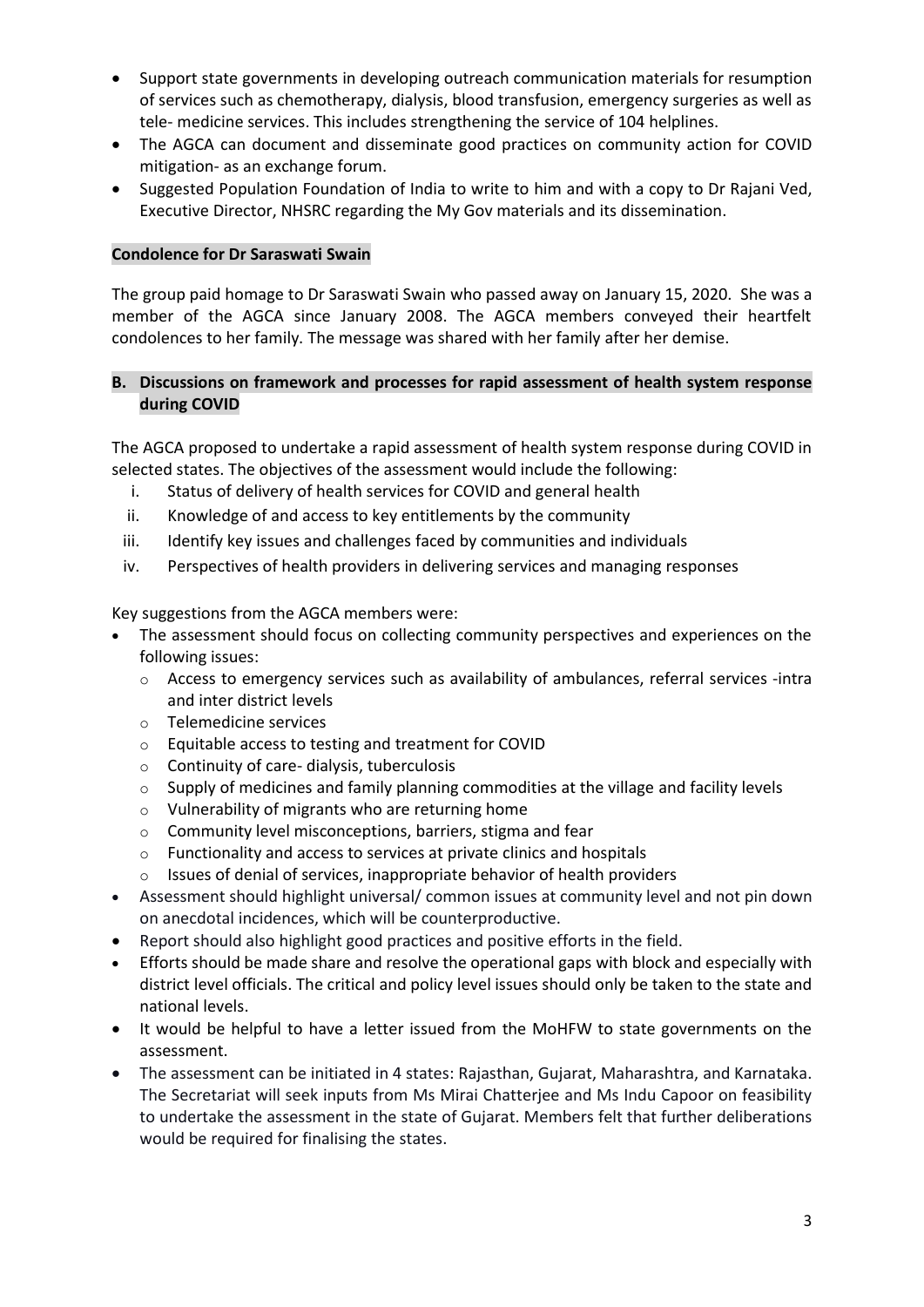- Support state governments in developing outreach communication materials for resumption of services such as chemotherapy, dialysis, blood transfusion, emergency surgeries as well as tele- medicine services. This includes strengthening the service of 104 helplines.
- The AGCA can document and disseminate good practices on community action for COVID mitigation- as an exchange forum.
- Suggested Population Foundation of India to write to him and with a copy to Dr Rajani Ved, Executive Director, NHSRC regarding the My Gov materials and its dissemination.

**Condolence for Dr Saraswati Swain**

The group paid homage to Dr Saraswati Swain who passed away on January 15, 2020. She was a member of the AGCA since January 2008. The AGCA members conveyed their heartfelt condolences to her family. The message was shared with her family after her demise.

## B. Discussions on framework and processes for rapid assessment of health system response during COVID

The AGCA proposed to undertake a rapid assessment of health system response during COVID in selected states. The objectives of the assessment would include the following:

i. Status of delivery of health services for COVID and general health
ii. Knowledge of and access to key entitlements by the community
iii. Identify key issues and challenges faced by communities and individuals
iv. Perspectives of health providers in delivering services and managing responses

Key suggestions from the AGCA members were:

- The assessment should focus on collecting community perspectives and experiences on the following issues:
  - Access to emergency services such as availability of ambulances, referral services -intra and inter district levels
  - Telemedicine services
  - Equitable access to testing and treatment for COVID
  - Continuity of care- dialysis, tuberculosis
  - Supply of medicines and family planning commodities at the village and facility levels
  - Vulnerability of migrants who are returning home
  - Community level misconceptions, barriers, stigma and fear
  - Functionality and access to services at private clinics and hospitals
  - Issues of denial of services, inappropriate behavior of health providers
- Assessment should highlight universal/ common issues at community level and not pin down on anecdotal incidences, which will be counterproductive.
- Report should also highlight good practices and positive efforts in the field.
- Efforts should be made share and resolve the operational gaps with block and especially with district level officials. The critical and policy level issues should only be taken to the state and national levels.
- It would be helpful to have a letter issued from the MoHFW to state governments on the assessment.
- The assessment can be initiated in 4 states: Rajasthan, Gujarat, Maharashtra, and Karnataka. The Secretariat will seek inputs from Ms Mirai Chatterjee and Ms Indu Capoor on feasibility to undertake the assessment in the state of Gujarat. Members felt that further deliberations would be required for finalising the states.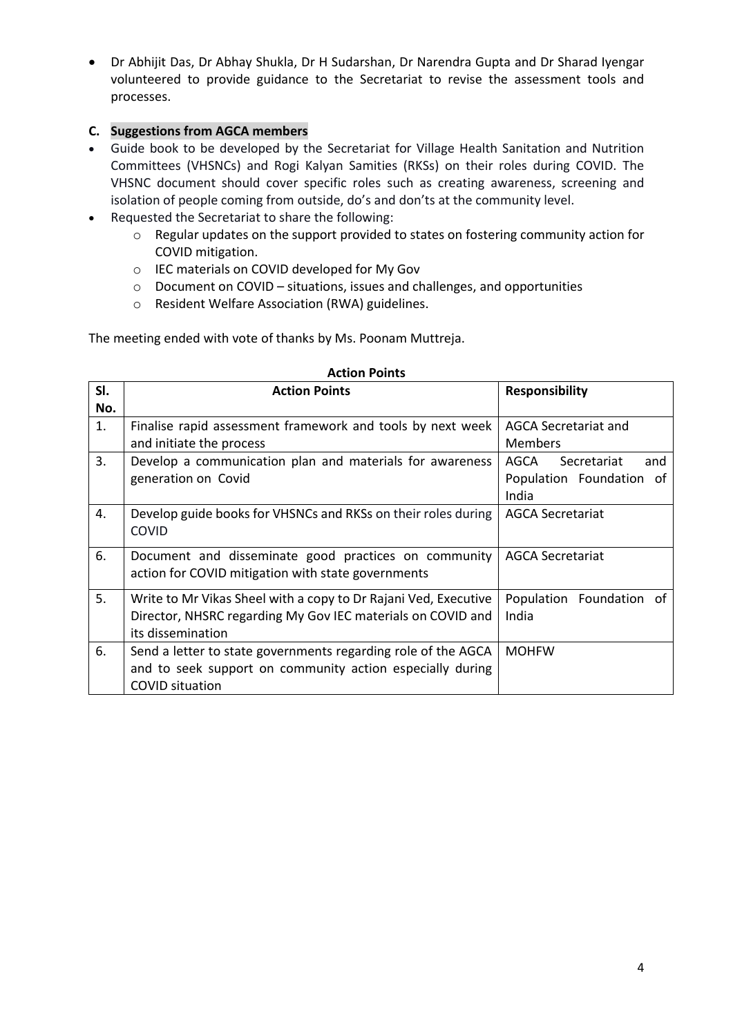- Dr Abhijit Das, Dr Abhay Shukla, Dr H Sudarshan, Dr Narendra Gupta and Dr Sharad Iyengar volunteered to provide guidance to the Secretariat to revise the assessment tools and processes.

## C. Suggestions from AGCA members

- Guide book to be developed by the Secretariat for Village Health Sanitation and Nutrition Committees (VHSNCs) and Rogi Kalyan Samities (RKSs) on their roles during COVID. The VHSNC document should cover specific roles such as creating awareness, screening and isolation of people coming from outside, do's and don'ts at the community level.
- Requested the Secretariat to share the following:
  - Regular updates on the support provided to states on fostering community action for COVID mitigation.
  - IEC materials on COVID developed for My Gov
  - Document on COVID – situations, issues and challenges, and opportunities
  - Resident Welfare Association (RWA) guidelines.

The meeting ended with vote of thanks by Ms. Poonam Muttreja.

**Action Points**

| Sl. No. | Action Points | Responsibility |
|---|---|---|
| 1. | Finalise rapid assessment framework and tools by next week and initiate the process | AGCA Secretariat and Members |
| 3. | Develop a communication plan and materials for awareness generation on Covid | AGCA Secretariat and Population Foundation of India |
| 4. | Develop guide books for VHSNCs and RKSs on their roles during COVID | AGCA Secretariat |
| 6. | Document and disseminate good practices on community action for COVID mitigation with state governments | AGCA Secretariat |
| 5. | Write to Mr Vikas Sheel with a copy to Dr Rajani Ved, Executive Director, NHSRC regarding My Gov IEC materials on COVID and its dissemination | Population Foundation of India |
| 6. | Send a letter to state governments regarding role of the AGCA and to seek support on community action especially during COVID situation | MOHFW |